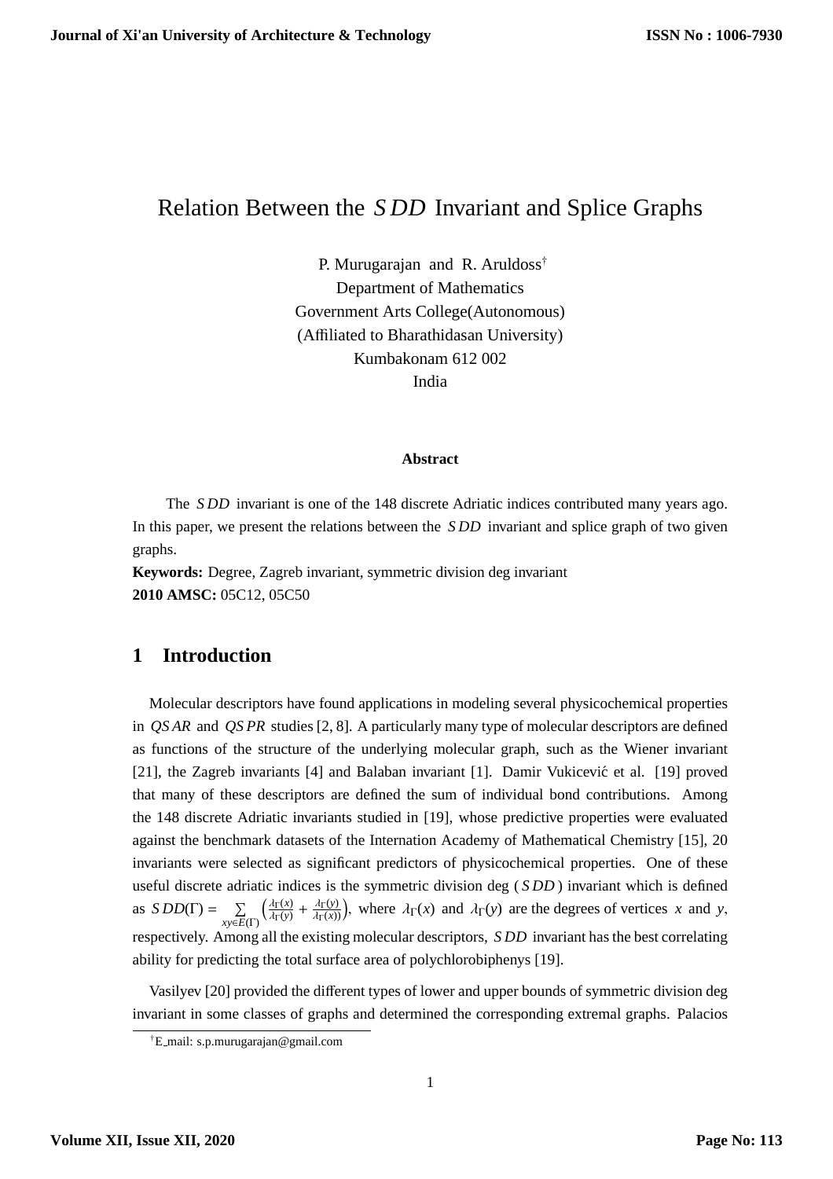# Relation Between the $SDD$ Invariant and Splice Graphs

P. Murugarajan and R. Aruldoss[†]
Department of Mathematics
Government Arts College(Autonomous)
(Affiliated to Bharathidasan University)
Kumbakonam 612 002
India

**Abstract**

The $SDD$ invariant is one of the 148 discrete Adriatic indices contributed many years ago. In this paper, we present the relations between the $SDD$ invariant and splice graph of two given graphs.

**Keywords:** Degree, Zagreb invariant, symmetric division deg invariant
**2010 AMSC:** 05C12, 05C50

## 1 Introduction

Molecular descriptors have found applications in modeling several physicochemical properties in $QSAR$ and $QSPR$ studies [2, 8]. A particularly many type of molecular descriptors are defined as functions of the structure of the underlying molecular graph, such as the Wiener invariant [21], the Zagreb invariants [4] and Balaban invariant [1]. Damir Vukicević et al. [19] proved that many of these descriptors are defined the sum of individual bond contributions. Among the 148 discrete Adriatic invariants studied in [19], whose predictive properties were evaluated against the benchmark datasets of the Internation Academy of Mathematical Chemistry [15], 20 invariants were selected as significant predictors of physicochemical properties. One of these useful discrete adriatic indices is the symmetric division deg ($SDD$) invariant which is defined as $SDD(\Gamma) = \sum_{xy \in E(\Gamma)} \left( \frac{\lambda_\Gamma(x)}{\lambda_\Gamma(y)} + \frac{\lambda_\Gamma(y)}{\lambda_\Gamma(x)} \right)$, where $\lambda_\Gamma(x)$ and $\lambda_\Gamma(y)$ are the degrees of vertices $x$ and $y$, respectively. Among all the existing molecular descriptors, $SDD$ invariant has the best correlating ability for predicting the total surface area of polychlorobiphenys [19].

Vasilyev [20] provided the different types of lower and upper bounds of symmetric division deg invariant in some classes of graphs and determined the corresponding extremal graphs. Palacios

[†]E_mail: s.p.murugarajan@gmail.com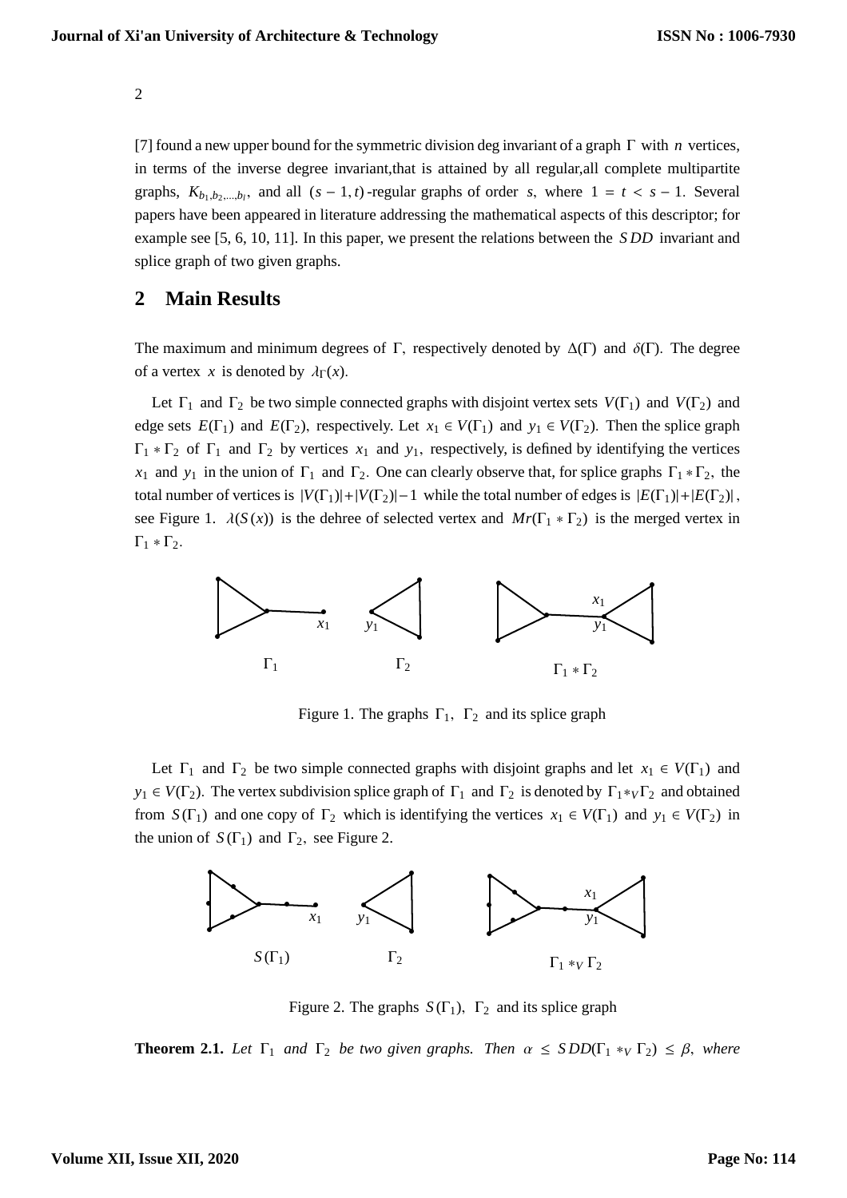[7] found a new upper bound for the symmetric division deg invariant of a graph $\Gamma$ with $n$ vertices, in terms of the inverse degree invariant,that is attained by all regular,all complete multipartite graphs, $K_{b_1,b_2,...,b_l}$, and all $(s-1,t)$-regular graphs of order $s$, where $1 = t < s-1$. Several papers have been appeared in literature addressing the mathematical aspects of this descriptor; for example see [5, 6, 10, 11]. In this paper, we present the relations between the $SDD$ invariant and splice graph of two given graphs.

## 2 Main Results

The maximum and minimum degrees of $\Gamma$, respectively denoted by $\Delta(\Gamma)$ and $\delta(\Gamma)$. The degree of a vertex $x$ is denoted by $\lambda_\Gamma(x)$.

Let $\Gamma_1$ and $\Gamma_2$ be two simple connected graphs with disjoint vertex sets $V(\Gamma_1)$ and $V(\Gamma_2)$ and edge sets $E(\Gamma_1)$ and $E(\Gamma_2)$, respectively. Let $x_1 \in V(\Gamma_1)$ and $y_1 \in V(\Gamma_2)$. Then the splice graph $\Gamma_1 * \Gamma_2$ of $\Gamma_1$ and $\Gamma_2$ by vertices $x_1$ and $y_1$, respectively, is defined by identifying the vertices $x_1$ and $y_1$ in the union of $\Gamma_1$ and $\Gamma_2$. One can clearly observe that, for splice graphs $\Gamma_1 * \Gamma_2$, the total number of vertices is $|V(\Gamma_1)|+|V(\Gamma_2)|-1$ while the total number of edges is $|E(\Gamma_1)|+|E(\Gamma_2)|$, see Figure 1. $\lambda(S(x))$ is the dehree of selected vertex and $Mr(\Gamma_1 * \Gamma_2)$ is the merged vertex in $\Gamma_1 * \Gamma_2$.

Figure 1. The graphs $\Gamma_1$, $\Gamma_2$ and its splice graph

Let $\Gamma_1$ and $\Gamma_2$ be two simple connected graphs with disjoint graphs and let $x_1 \in V(\Gamma_1)$ and $y_1 \in V(\Gamma_2)$. The vertex subdivision splice graph of $\Gamma_1$ and $\Gamma_2$ is denoted by $\Gamma_1 *_V \Gamma_2$ and obtained from $S(\Gamma_1)$ and one copy of $\Gamma_2$ which is identifying the vertices $x_1 \in V(\Gamma_1)$ and $y_1 \in V(\Gamma_2)$ in the union of $S(\Gamma_1)$ and $\Gamma_2$, see Figure 2.

Figure 2. The graphs $S(\Gamma_1)$, $\Gamma_2$ and its splice graph

**Theorem 2.1.** *Let $\Gamma_1$ and $\Gamma_2$ be two given graphs. Then $\alpha \leq SDD(\Gamma_1 *_V \Gamma_2) \leq \beta$, where*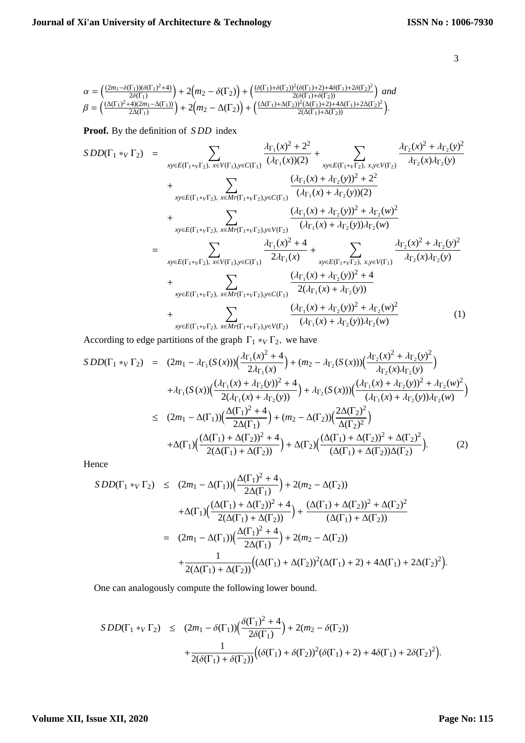$$\alpha = \Big(\tfrac{(2m_1-\delta(\Gamma_1))(\delta(\Gamma_1)^2+4)}{2\delta(\Gamma_1)}\Big) + 2\Big(m_2 - \delta(\Gamma_2)\Big) + \Big(\tfrac{(\delta(\Gamma_1)+\delta(\Gamma_2))^2(\delta(\Gamma_1)+2)+4\delta(\Gamma_1)+2\delta(\Gamma_2)^2}{2(\delta(\Gamma_1)+\delta(\Gamma_2))}\Big) \text{ and}$$
$$\beta = \Big(\tfrac{(\Delta(\Gamma_1)^2+4)(2m_1-\Delta(\Gamma_1))}{2\Delta(\Gamma_1)}\Big) + 2\Big(m_2 - \Delta(\Gamma_2)\Big) + \Big(\tfrac{(\Delta(\Gamma_1)+\Delta(\Gamma_2))^2(\Delta(\Gamma_1)+2)+4\Delta(\Gamma_1)+2\Delta(\Gamma_2)^2}{2(\Delta(\Gamma_1)+\Delta(\Gamma_2))}\Big).$$

**Proof.** By the definition of $SDD$ index

$$\begin{aligned}
SDD(\Gamma_1 *_V \Gamma_2) &= \sum_{xy\in E(\Gamma_1 *_V \Gamma_2),\ x\in V(\Gamma_1), y\in C(\Gamma_1)} \frac{\lambda_{\Gamma_1}(x)^2 + 2^2}{(\lambda_{\Gamma_1}(x))(2)} + \sum_{xy\in E(\Gamma_1 *_V \Gamma_2),\ x,y\in V(\Gamma_2)} \frac{\lambda_{\Gamma_2}(x)^2 + \lambda_{\Gamma_2}(y)^2}{\lambda_{\Gamma_2}(x)\lambda_{\Gamma_2}(y)} \\
&+ \sum_{xy\in E(\Gamma_1 *_V \Gamma_2),\ x\in Mr(\Gamma_1 *_V \Gamma_2), y\in C(\Gamma_1)} \frac{(\lambda_{\Gamma_1}(x) + \lambda_{\Gamma_2}(y))^2 + 2^2}{(\lambda_{\Gamma_1}(x) + \lambda_{\Gamma_2}(y))(2)} \\
&+ \sum_{xy\in E(\Gamma_1 *_V \Gamma_2),\ x\in Mr(\Gamma_1 *_V \Gamma_2), y\in V(\Gamma_2)} \frac{(\lambda_{\Gamma_1}(x) + \lambda_{\Gamma_2}(y))^2 + \lambda_{\Gamma_2}(w)^2}{(\lambda_{\Gamma_1}(x) + \lambda_{\Gamma_2}(y))\lambda_{\Gamma_2}(w)} \\
&= \sum_{xy\in E(\Gamma_1 *_V \Gamma_2),\ x\in V(\Gamma_1), y\in C(\Gamma_1)} \frac{\lambda_{\Gamma_1}(x)^2 + 4}{2\lambda_{\Gamma_1}(x)} + \sum_{xy\in E(\Gamma_1 *_V \Gamma_2),\ x,y\in V(\Gamma_1)} \frac{\lambda_{\Gamma_2}(x)^2 + \lambda_{\Gamma_2}(y)^2}{\lambda_{\Gamma_2}(x)\lambda_{\Gamma_2}(y)} \\
&+ \sum_{xy\in E(\Gamma_1 *_V \Gamma_2),\ x\in Mr(\Gamma_1 *_V \Gamma_2), y\in C(\Gamma_1)} \frac{(\lambda_{\Gamma_1}(x) + \lambda_{\Gamma_2}(y))^2 + 4}{2(\lambda_{\Gamma_1}(x) + \lambda_{\Gamma_2}(y))} \\
&+ \sum_{xy\in E(\Gamma_1 *_V \Gamma_2),\ x\in Mr(\Gamma_1 *_V \Gamma_2), y\in V(\Gamma_2)} \frac{(\lambda_{\Gamma_1}(x) + \lambda_{\Gamma_2}(y))^2 + \lambda_{\Gamma_2}(w)^2}{(\lambda_{\Gamma_1}(x) + \lambda_{\Gamma_2}(y))\lambda_{\Gamma_2}(w)} \qquad (1)
\end{aligned}$$

According to edge partitions of the graph $\Gamma_1 *_V \Gamma_2$, we have

$$\begin{aligned}
SDD(\Gamma_1 *_V \Gamma_2) &= (2m_1 - \lambda_{\Gamma_1}(S(x)))\Big(\frac{\lambda_{\Gamma_1}(x)^2 + 4}{2\lambda_{\Gamma_1}(x)}\Big) + (m_2 - \lambda_{\Gamma_2}(S(x)))\Big(\frac{\lambda_{\Gamma_2}(x)^2 + \lambda_{\Gamma_2}(y)^2}{\lambda_{\Gamma_2}(x)\lambda_{\Gamma_2}(y)}\Big) \\
&+ \lambda_{\Gamma_1}(S(x))\Big(\frac{(\lambda_{\Gamma_1}(x) + \lambda_{\Gamma_2}(y))^2 + 4}{2(\lambda_{\Gamma_1}(x) + \lambda_{\Gamma_2}(y))}\Big) + \lambda_{\Gamma_2}(S(x))\Big(\frac{(\lambda_{\Gamma_1}(x) + \lambda_{\Gamma_2}(y))^2 + \lambda_{\Gamma_2}(w)^2}{(\lambda_{\Gamma_1}(x) + \lambda_{\Gamma_2}(y))\lambda_{\Gamma_2}(w)}\Big) \\
&\leq (2m_1 - \Delta(\Gamma_1))\Big(\frac{\Delta(\Gamma_1)^2 + 4}{2\Delta(\Gamma_1)}\Big) + (m_2 - \Delta(\Gamma_2))\Big(\frac{2\Delta(\Gamma_2)^2}{\Delta(\Gamma_2)^2}\Big) \\
&+ \Delta(\Gamma_1)\Big(\frac{(\Delta(\Gamma_1) + \Delta(\Gamma_2))^2 + 4}{2(\Delta(\Gamma_1) + \Delta(\Gamma_2))}\Big) + \Delta(\Gamma_2)\Big(\frac{(\Delta(\Gamma_1) + \Delta(\Gamma_2))^2 + \Delta(\Gamma_2)^2}{(\Delta(\Gamma_1) + \Delta(\Gamma_2))\Delta(\Gamma_2)}\Big). \qquad (2)
\end{aligned}$$

Hence

$$\begin{aligned}
SDD(\Gamma_1 *_V \Gamma_2) &\leq (2m_1 - \Delta(\Gamma_1))\Big(\frac{\Delta(\Gamma_1)^2 + 4}{2\Delta(\Gamma_1)}\Big) + 2(m_2 - \Delta(\Gamma_2)) \\
&+ \Delta(\Gamma_1)\Big(\frac{(\Delta(\Gamma_1) + \Delta(\Gamma_2))^2 + 4}{2(\Delta(\Gamma_1) + \Delta(\Gamma_2))}\Big) + \frac{(\Delta(\Gamma_1) + \Delta(\Gamma_2))^2 + \Delta(\Gamma_2)^2}{(\Delta(\Gamma_1) + \Delta(\Gamma_2))} \\
&= (2m_1 - \Delta(\Gamma_1))\Big(\frac{\Delta(\Gamma_1)^2 + 4}{2\Delta(\Gamma_1)}\Big) + 2(m_2 - \Delta(\Gamma_2)) \\
&+ \frac{1}{2(\Delta(\Gamma_1) + \Delta(\Gamma_2))}\Big((\Delta(\Gamma_1) + \Delta(\Gamma_2))^2(\Delta(\Gamma_1) + 2) + 4\Delta(\Gamma_1) + 2\Delta(\Gamma_2)^2\Big).
\end{aligned}$$

One can analogously compute the following lower bound.

$$\begin{aligned}
SDD(\Gamma_1 *_V \Gamma_2) &\leq (2m_1 - \delta(\Gamma_1))\Big(\frac{\delta(\Gamma_1)^2 + 4}{2\delta(\Gamma_1)}\Big) + 2(m_2 - \delta(\Gamma_2)) \\
&+ \frac{1}{2(\delta(\Gamma_1) + \delta(\Gamma_2))}\Big((\delta(\Gamma_1) + \delta(\Gamma_2))^2(\delta(\Gamma_1) + 2) + 4\delta(\Gamma_1) + 2\delta(\Gamma_2)^2\Big).
\end{aligned}$$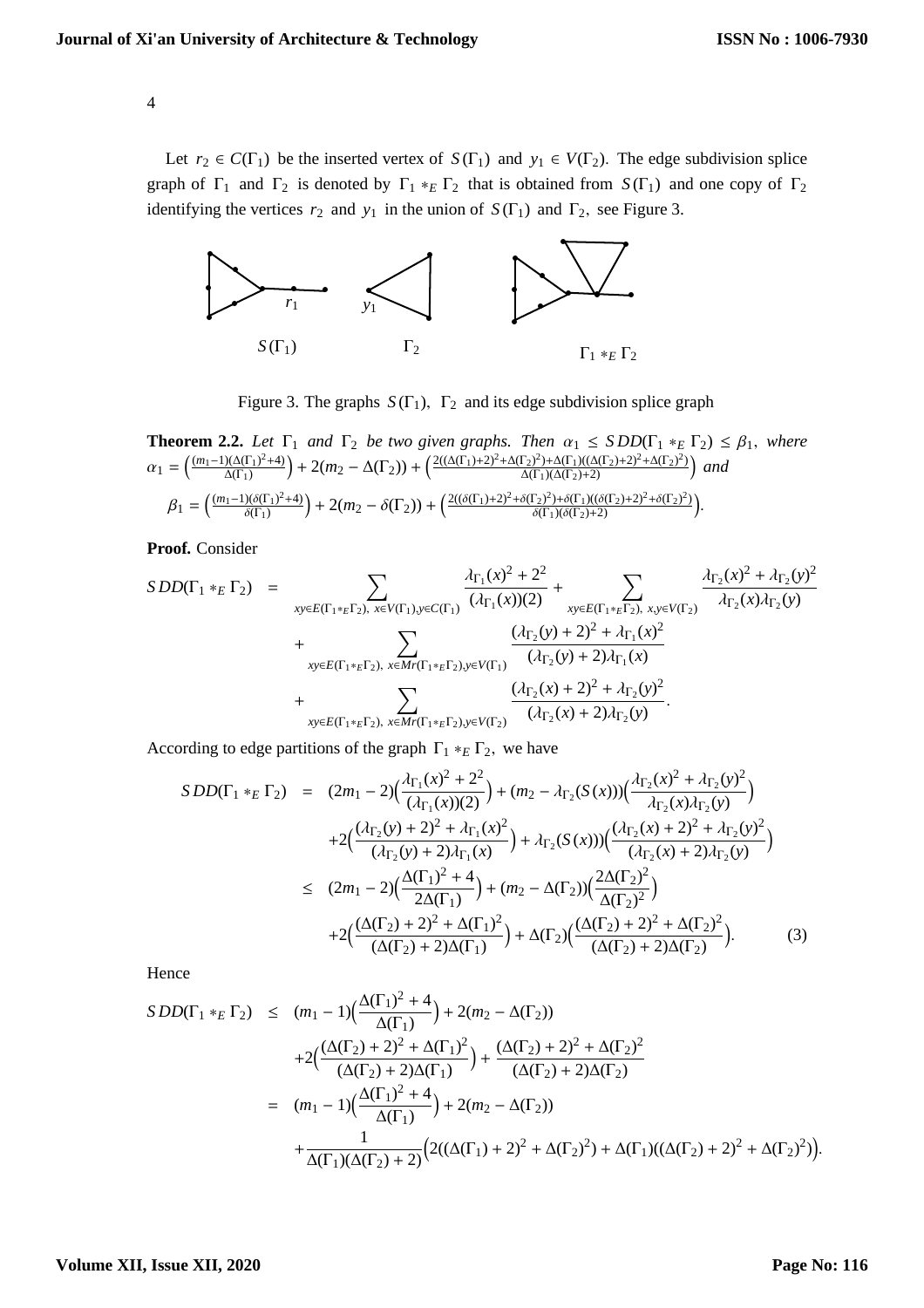Let $r_2 \in C(\Gamma_1)$ be the inserted vertex of $S(\Gamma_1)$ and $y_1 \in V(\Gamma_2)$. The edge subdivision splice graph of $\Gamma_1$ and $\Gamma_2$ is denoted by $\Gamma_1 *_E \Gamma_2$ that is obtained from $S(\Gamma_1)$ and one copy of $\Gamma_2$ identifying the vertices $r_2$ and $y_1$ in the union of $S(\Gamma_1)$ and $\Gamma_2$, see Figure 3.

Figure 3. The graphs $S(\Gamma_1)$, $\Gamma_2$ and its edge subdivision splice graph

**Theorem 2.2.** *Let $\Gamma_1$ and $\Gamma_2$ be two given graphs. Then $\alpha_1 \leq SDD(\Gamma_1 *_E \Gamma_2) \leq \beta_1$, where* $\alpha_1 = \Big(\frac{(m_1-1)(\Delta(\Gamma_1)^2+4)}{\Delta(\Gamma_1)}\Big) + 2(m_2 - \Delta(\Gamma_2)) + \Big(\frac{2((\Delta(\Gamma_1)+2)^2+\Delta(\Gamma_2)^2)+\Delta(\Gamma_1)((\Delta(\Gamma_2)+2)^2+\Delta(\Gamma_2)^2)}{\Delta(\Gamma_1)(\Delta(\Gamma_2)+2)}\Big)$ *and*

$$\beta_1 = \Big(\frac{(m_1-1)(\delta(\Gamma_1)^2+4)}{\delta(\Gamma_1)}\Big) + 2(m_2 - \delta(\Gamma_2)) + \Big(\frac{2((\delta(\Gamma_1)+2)^2+\delta(\Gamma_2)^2)+\delta(\Gamma_1)((\delta(\Gamma_2)+2)^2+\delta(\Gamma_2)^2)}{\delta(\Gamma_1)(\delta(\Gamma_2)+2)}\Big).$$

**Proof.** Consider

$$\begin{aligned}
SDD(\Gamma_1 *_E \Gamma_2) &= \sum_{xy\in E(\Gamma_1 *_E \Gamma_2),\ x\in V(\Gamma_1), y\in C(\Gamma_1)} \frac{\lambda_{\Gamma_1}(x)^2 + 2^2}{(\lambda_{\Gamma_1}(x))(2)} + \sum_{xy\in E(\Gamma_1 *_E \Gamma_2),\ x,y\in V(\Gamma_2)} \frac{\lambda_{\Gamma_2}(x)^2 + \lambda_{\Gamma_2}(y)^2}{\lambda_{\Gamma_2}(x)\lambda_{\Gamma_2}(y)} \\
&+ \sum_{xy\in E(\Gamma_1 *_E \Gamma_2),\ x\in Mr(\Gamma_1 *_E \Gamma_2), y\in V(\Gamma_1)} \frac{(\lambda_{\Gamma_2}(y)+2)^2 + \lambda_{\Gamma_1}(x)^2}{(\lambda_{\Gamma_2}(y)+2)\lambda_{\Gamma_1}(x)} \\
&+ \sum_{xy\in E(\Gamma_1 *_E \Gamma_2),\ x\in Mr(\Gamma_1 *_E \Gamma_2), y\in V(\Gamma_2)} \frac{(\lambda_{\Gamma_2}(x)+2)^2 + \lambda_{\Gamma_2}(y)^2}{(\lambda_{\Gamma_2}(x)+2)\lambda_{\Gamma_2}(y)}.
\end{aligned}$$

According to edge partitions of the graph $\Gamma_1 *_E \Gamma_2$, we have

$$\begin{aligned}
SDD(\Gamma_1 *_E \Gamma_2) &= (2m_1 - 2)\Big(\frac{\lambda_{\Gamma_1}(x)^2 + 2^2}{(\lambda_{\Gamma_1}(x))(2)}\Big) + (m_2 - \lambda_{\Gamma_2}(S(x)))\Big(\frac{\lambda_{\Gamma_2}(x)^2 + \lambda_{\Gamma_2}(y)^2}{\lambda_{\Gamma_2}(x)\lambda_{\Gamma_2}(y)}\Big) \\
&\quad + 2\Big(\frac{(\lambda_{\Gamma_2}(y)+2)^2 + \lambda_{\Gamma_1}(x)^2}{(\lambda_{\Gamma_2}(y)+2)\lambda_{\Gamma_1}(x)}\Big) + \lambda_{\Gamma_2}(S(x)))\Big(\frac{(\lambda_{\Gamma_2}(x)+2)^2 + \lambda_{\Gamma_2}(y)^2}{(\lambda_{\Gamma_2}(x)+2)\lambda_{\Gamma_2}(y)}\Big) \\
&\leq (2m_1 - 2)\Big(\frac{\Delta(\Gamma_1)^2 + 4}{2\Delta(\Gamma_1)}\Big) + (m_2 - \Delta(\Gamma_2))\Big(\frac{2\Delta(\Gamma_2)^2}{\Delta(\Gamma_2)^2}\Big) \\
&\quad + 2\Big(\frac{(\Delta(\Gamma_2)+2)^2 + \Delta(\Gamma_1)^2}{(\Delta(\Gamma_2)+2)\Delta(\Gamma_1)}\Big) + \Delta(\Gamma_2)\Big(\frac{(\Delta(\Gamma_2)+2)^2 + \Delta(\Gamma_2)^2}{(\Delta(\Gamma_2)+2)\Delta(\Gamma_2)}\Big). \qquad (3)
\end{aligned}$$

Hence

$$\begin{aligned}
SDD(\Gamma_1 *_E \Gamma_2) &\leq (m_1 - 1)\Big(\frac{\Delta(\Gamma_1)^2 + 4}{\Delta(\Gamma_1)}\Big) + 2(m_2 - \Delta(\Gamma_2)) \\
&\quad + 2\Big(\frac{(\Delta(\Gamma_2)+2)^2 + \Delta(\Gamma_1)^2}{(\Delta(\Gamma_2)+2)\Delta(\Gamma_1)}\Big) + \frac{(\Delta(\Gamma_2)+2)^2 + \Delta(\Gamma_2)^2}{(\Delta(\Gamma_2)+2)\Delta(\Gamma_2)} \\
&= (m_1 - 1)\Big(\frac{\Delta(\Gamma_1)^2 + 4}{\Delta(\Gamma_1)}\Big) + 2(m_2 - \Delta(\Gamma_2)) \\
&\quad + \frac{1}{\Delta(\Gamma_1)(\Delta(\Gamma_2)+2)}\Big(2((\Delta(\Gamma_1)+2)^2 + \Delta(\Gamma_2)^2) + \Delta(\Gamma_1)((\Delta(\Gamma_2)+2)^2 + \Delta(\Gamma_2)^2)\Big).
\end{aligned}$$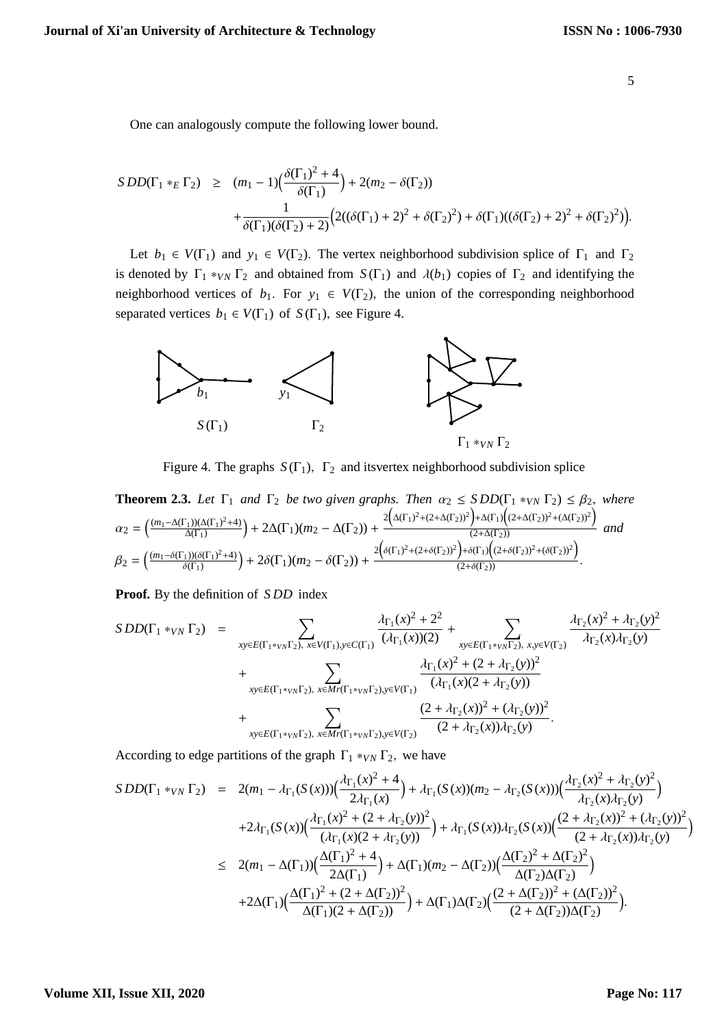One can analogously compute the following lower bound.

$$SDD(\Gamma_1 *_E \Gamma_2) \geq (m_1 - 1)\Big(\frac{\delta(\Gamma_1)^2 + 4}{\delta(\Gamma_1)}\Big) + 2(m_2 - \delta(\Gamma_2))$$
$$+\frac{1}{\delta(\Gamma_1)(\delta(\Gamma_2)+2)}\Big(2((\delta(\Gamma_1)+2)^2 + \delta(\Gamma_2)^2) + \delta(\Gamma_1)((\delta(\Gamma_2)+2)^2 + \delta(\Gamma_2)^2)\Big).$$

Let $b_1 \in V(\Gamma_1)$ and $y_1 \in V(\Gamma_2)$. The vertex neighborhood subdivision splice of $\Gamma_1$ and $\Gamma_2$ is denoted by $\Gamma_1 *_{VN} \Gamma_2$ and obtained from $S(\Gamma_1)$ and $\lambda(b_1)$ copies of $\Gamma_2$ and identifying the neighborhood vertices of $b_1$. For $y_1 \in V(\Gamma_2)$, the union of the corresponding neighborhood separated vertices $b_1 \in V(\Gamma_1)$ of $S(\Gamma_1)$, see Figure 4.

Figure 4. The graphs $S(\Gamma_1)$, $\Gamma_2$ and itsvertex neighborhood subdivision splice

**Theorem 2.3.** *Let $\Gamma_1$ and $\Gamma_2$ be two given graphs. Then $\alpha_2 \leq SDD(\Gamma_1 *_{VN} \Gamma_2) \leq \beta_2$, where*
$\alpha_2 = \Big(\frac{(m_1-\Delta(\Gamma_1))(\Delta(\Gamma_1)^2+4)}{\Delta(\Gamma_1)}\Big) + 2\Delta(\Gamma_1)(m_2 - \Delta(\Gamma_2)) + \frac{2\big(\Delta(\Gamma_1)^2+(2+\Delta(\Gamma_2))^2\big)+\Delta(\Gamma_1)\big((2+\Delta(\Gamma_2))^2+(\Delta(\Gamma_2))^2\big)}{(2+\Delta(\Gamma_2))}$ *and*
$\beta_2 = \Big(\frac{(m_1-\delta(\Gamma_1))(\delta(\Gamma_1)^2+4)}{\delta(\Gamma_1)}\Big) + 2\delta(\Gamma_1)(m_2 - \delta(\Gamma_2)) + \frac{2\big(\delta(\Gamma_1)^2+(2+\delta(\Gamma_2))^2\big)+\delta(\Gamma_1)\big((2+\delta(\Gamma_2))^2+(\delta(\Gamma_2))^2\big)}{(2+\delta(\Gamma_2))}$.

**Proof.** By the definition of $SDD$ index

$$SDD(\Gamma_1 *_{VN} \Gamma_2) = \sum_{xy\in E(\Gamma_1 *_{VN}\Gamma_2),\ x\in V(\Gamma_1), y\in C(\Gamma_1)} \frac{\lambda_{\Gamma_1}(x)^2 + 2^2}{(\lambda_{\Gamma_1}(x))(2)} + \sum_{xy\in E(\Gamma_1 *_{VN}\Gamma_2),\ x,y\in V(\Gamma_2)} \frac{\lambda_{\Gamma_2}(x)^2 + \lambda_{\Gamma_2}(y)^2}{\lambda_{\Gamma_2}(x)\lambda_{\Gamma_2}(y)}$$
$$+ \sum_{xy\in E(\Gamma_1 *_{VN}\Gamma_2),\ x\in Mr(\Gamma_1 *_{VN}\Gamma_2), y\in V(\Gamma_1)} \frac{\lambda_{\Gamma_1}(x)^2 + (2+\lambda_{\Gamma_2}(y))^2}{(\lambda_{\Gamma_1}(x)(2+\lambda_{\Gamma_2}(y))}$$
$$+ \sum_{xy\in E(\Gamma_1 *_{VN}\Gamma_2),\ x\in Mr(\Gamma_1 *_{VN}\Gamma_2), y\in V(\Gamma_2)} \frac{(2+\lambda_{\Gamma_2}(x))^2 + (\lambda_{\Gamma_2}(y))^2}{(2+\lambda_{\Gamma_2}(x))\lambda_{\Gamma_2}(y)}.$$

According to edge partitions of the graph $\Gamma_1 *_{VN} \Gamma_2$, we have

$$SDD(\Gamma_1 *_{VN} \Gamma_2) = 2(m_1 - \lambda_{\Gamma_1}(S(x)))\Big(\frac{\lambda_{\Gamma_1}(x)^2 + 4}{2\lambda_{\Gamma_1}(x)}\Big) + \lambda_{\Gamma_1}(S(x))(m_2 - \lambda_{\Gamma_2}(S(x)))\Big(\frac{\lambda_{\Gamma_2}(x)^2 + \lambda_{\Gamma_2}(y)^2}{\lambda_{\Gamma_2}(x)\lambda_{\Gamma_2}(y)}\Big)$$
$$+2\lambda_{\Gamma_1}(S(x))\Big(\frac{\lambda_{\Gamma_1}(x)^2 + (2+\lambda_{\Gamma_2}(y))^2}{(\lambda_{\Gamma_1}(x)(2+\lambda_{\Gamma_2}(y))}\Big) + \lambda_{\Gamma_1}(S(x))\lambda_{\Gamma_2}(S(x))\Big(\frac{(2+\lambda_{\Gamma_2}(x))^2 + (\lambda_{\Gamma_2}(y))^2}{(2+\lambda_{\Gamma_2}(x))\lambda_{\Gamma_2}(y)}\Big)$$
$$\leq 2(m_1 - \Delta(\Gamma_1))\Big(\frac{\Delta(\Gamma_1)^2 + 4}{2\Delta(\Gamma_1)}\Big) + \Delta(\Gamma_1)(m_2 - \Delta(\Gamma_2))\Big(\frac{\Delta(\Gamma_2)^2 + \Delta(\Gamma_2)^2}{\Delta(\Gamma_2)\Delta(\Gamma_2)}\Big)$$
$$+2\Delta(\Gamma_1)\Big(\frac{\Delta(\Gamma_1)^2 + (2+\Delta(\Gamma_2))^2}{\Delta(\Gamma_1)(2+\Delta(\Gamma_2))}\Big) + \Delta(\Gamma_1)\Delta(\Gamma_2)\Big(\frac{(2+\Delta(\Gamma_2))^2 + (\Delta(\Gamma_2))^2}{(2+\Delta(\Gamma_2))\Delta(\Gamma_2)}\Big).$$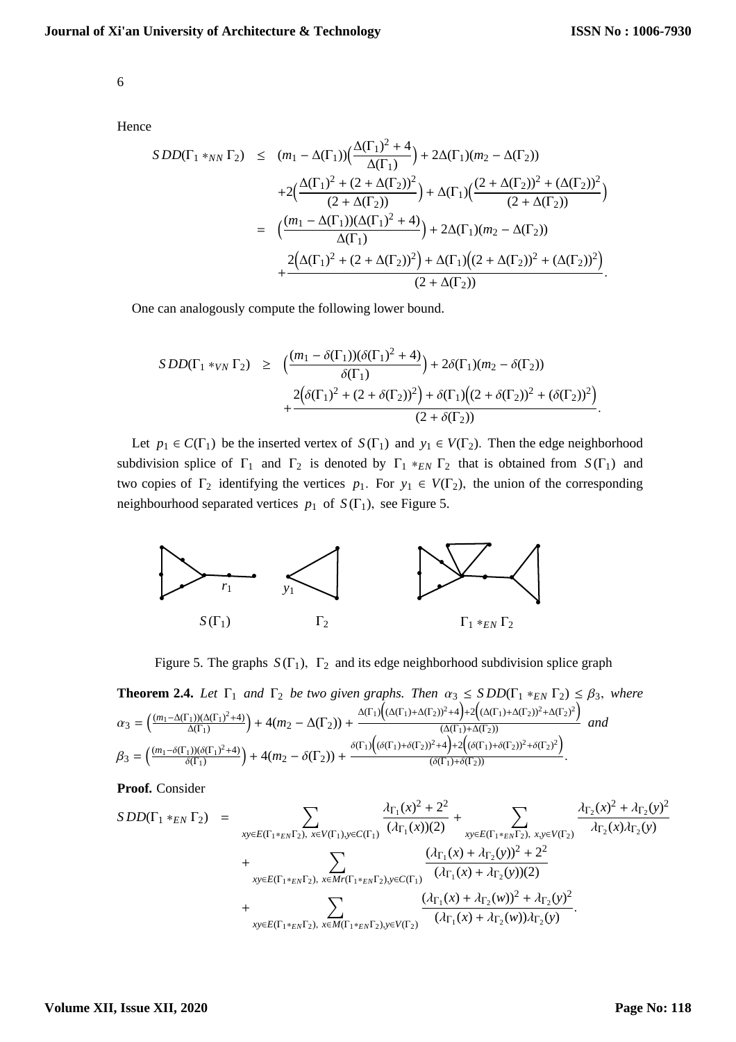Hence

$$
\begin{aligned}
SDD(\Gamma_1 *_{NN} \Gamma_2) &\leq (m_1 - \Delta(\Gamma_1))\Big(\frac{\Delta(\Gamma_1)^2 + 4}{\Delta(\Gamma_1)}\Big) + 2\Delta(\Gamma_1)(m_2 - \Delta(\Gamma_2)) \\
&\quad + 2\Big(\frac{\Delta(\Gamma_1)^2 + (2 + \Delta(\Gamma_2))^2}{(2 + \Delta(\Gamma_2))}\Big) + \Delta(\Gamma_1)\Big(\frac{(2 + \Delta(\Gamma_2))^2 + (\Delta(\Gamma_2))^2}{(2 + \Delta(\Gamma_2))}\Big) \\
&= \Big(\frac{(m_1 - \Delta(\Gamma_1))(\Delta(\Gamma_1)^2 + 4)}{\Delta(\Gamma_1)}\Big) + 2\Delta(\Gamma_1)(m_2 - \Delta(\Gamma_2)) \\
&\quad + \frac{2\Big(\Delta(\Gamma_1)^2 + (2 + \Delta(\Gamma_2))^2\Big) + \Delta(\Gamma_1)\Big((2 + \Delta(\Gamma_2))^2 + (\Delta(\Gamma_2))^2\Big)}{(2 + \Delta(\Gamma_2))}.
\end{aligned}
$$

One can analogously compute the following lower bound.

$$
\begin{aligned}
SDD(\Gamma_1 *_{VN} \Gamma_2) &\geq \Big(\frac{(m_1 - \delta(\Gamma_1))(\delta(\Gamma_1)^2 + 4)}{\delta(\Gamma_1)}\Big) + 2\delta(\Gamma_1)(m_2 - \delta(\Gamma_2)) \\
&\quad + \frac{2\Big(\delta(\Gamma_1)^2 + (2 + \delta(\Gamma_2))^2\Big) + \delta(\Gamma_1)\Big((2 + \delta(\Gamma_2))^2 + (\delta(\Gamma_2))^2\Big)}{(2 + \delta(\Gamma_2))}.
\end{aligned}
$$

Let $p_1 \in C(\Gamma_1)$ be the inserted vertex of $S(\Gamma_1)$ and $y_1 \in V(\Gamma_2)$. Then the edge neighborhood subdivision splice of $\Gamma_1$ and $\Gamma_2$ is denoted by $\Gamma_1 *_{EN} \Gamma_2$ that is obtained from $S(\Gamma_1)$ and two copies of $\Gamma_2$ identifying the vertices $p_1$. For $y_1 \in V(\Gamma_2)$, the union of the corresponding neighbourhood separated vertices $p_1$ of $S(\Gamma_1)$, see Figure 5.

Figure 5. The graphs $S(\Gamma_1)$, $\Gamma_2$ and its edge neighborhood subdivision splice graph

**Theorem 2.4.** *Let $\Gamma_1$ and $\Gamma_2$ be two given graphs. Then $\alpha_3 \leq SDD(\Gamma_1 *_{EN} \Gamma_2) \leq \beta_3$, where*
$\alpha_3 = \Big(\frac{(m_1 - \Delta(\Gamma_1))(\Delta(\Gamma_1)^2 + 4)}{\Delta(\Gamma_1)}\Big) + 4(m_2 - \Delta(\Gamma_2)) + \frac{\Delta(\Gamma_1)\Big((\Delta(\Gamma_1) + \Delta(\Gamma_2))^2 + 4\Big) + 2\Big((\Delta(\Gamma_1) + \Delta(\Gamma_2))^2 + \Delta(\Gamma_2)^2\Big)}{(\Delta(\Gamma_1) + \Delta(\Gamma_2))}$ *and*
$\beta_3 = \Big(\frac{(m_1 - \delta(\Gamma_1))(\delta(\Gamma_1)^2 + 4)}{\delta(\Gamma_1)}\Big) + 4(m_2 - \delta(\Gamma_2)) + \frac{\delta(\Gamma_1)\Big((\delta(\Gamma_1) + \delta(\Gamma_2))^2 + 4\Big) + 2\Big((\delta(\Gamma_1) + \delta(\Gamma_2))^2 + \delta(\Gamma_2)^2\Big)}{(\delta(\Gamma_1) + \delta(\Gamma_2))}$.

**Proof.** Consider

$$
\begin{aligned}
SDD(\Gamma_1 *_{EN} \Gamma_2) &= \sum_{xy \in E(\Gamma_1 *_{EN} \Gamma_2),\ x \in V(\Gamma_1), y \in C(\Gamma_1)} \frac{\lambda_{\Gamma_1}(x)^2 + 2^2}{(\lambda_{\Gamma_1}(x))(2)} + \sum_{xy \in E(\Gamma_1 *_{EN} \Gamma_2),\ x,y \in V(\Gamma_2)} \frac{\lambda_{\Gamma_2}(x)^2 + \lambda_{\Gamma_2}(y)^2}{\lambda_{\Gamma_2}(x)\lambda_{\Gamma_2}(y)} \\
&\quad + \sum_{xy \in E(\Gamma_1 *_{EN} \Gamma_2),\ x \in Mr(\Gamma_1 *_{EN} \Gamma_2), y \in C(\Gamma_1)} \frac{(\lambda_{\Gamma_1}(x) + \lambda_{\Gamma_2}(y))^2 + 2^2}{(\lambda_{\Gamma_1}(x) + \lambda_{\Gamma_2}(y))(2)} \\
&\quad + \sum_{xy \in E(\Gamma_1 *_{EN} \Gamma_2),\ x \in M(\Gamma_1 *_{EN} \Gamma_2), y \in V(\Gamma_2)} \frac{(\lambda_{\Gamma_1}(x) + \lambda_{\Gamma_2}(w))^2 + \lambda_{\Gamma_2}(y)^2}{(\lambda_{\Gamma_1}(x) + \lambda_{\Gamma_2}(w))\lambda_{\Gamma_2}(y)}.
\end{aligned}
$$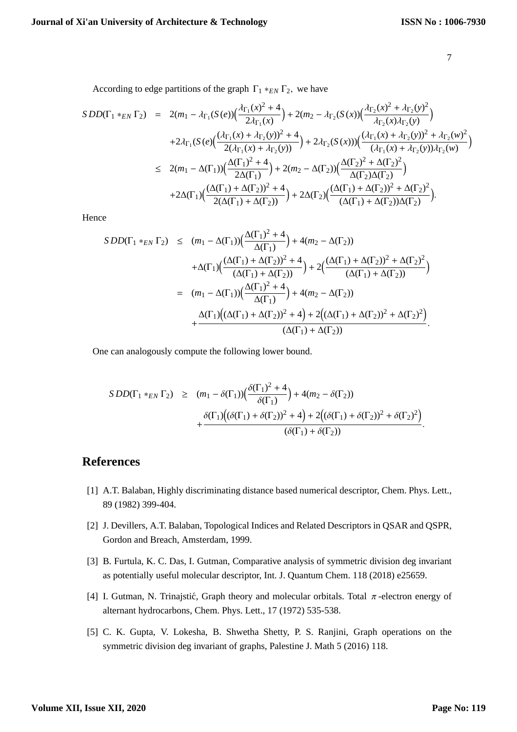According to edge partitions of the graph $\Gamma_1 *_{EN} \Gamma_2$, we have

$$
\begin{aligned}
SDD(\Gamma_1 *_{EN} \Gamma_2) &= 2(m_1 - \lambda_{\Gamma_1}(S(e))\Big(\frac{\lambda_{\Gamma_1}(x)^2 + 4}{2\lambda_{\Gamma_1}(x)}\Big) + 2(m_2 - \lambda_{\Gamma_2}(S(x))\Big(\frac{\lambda_{\Gamma_2}(x)^2 + \lambda_{\Gamma_2}(y)^2}{\lambda_{\Gamma_2}(x)\lambda_{\Gamma_2}(y)}\Big) \\
&\quad + 2\lambda_{\Gamma_1}(S(e)\Big(\frac{(\lambda_{\Gamma_1}(x) + \lambda_{\Gamma_2}(y))^2 + 4}{2(\lambda_{\Gamma_1}(x) + \lambda_{\Gamma_2}(y))}\Big) + 2\lambda_{\Gamma_2}(S(x)))\Big(\frac{(\lambda_{\Gamma_1}(x) + \lambda_{\Gamma_2}(y))^2 + \lambda_{\Gamma_2}(w)^2}{(\lambda_{\Gamma_1}(x) + \lambda_{\Gamma_2}(y))\lambda_{\Gamma_2}(w)}\Big) \\
&\leq 2(m_1 - \Delta(\Gamma_1))\Big(\frac{\Delta(\Gamma_1)^2 + 4}{2\Delta(\Gamma_1)}\Big) + 2(m_2 - \Delta(\Gamma_2))\Big(\frac{\Delta(\Gamma_2)^2 + \Delta(\Gamma_2)^2}{\Delta(\Gamma_2)\Delta(\Gamma_2)}\Big) \\
&\quad + 2\Delta(\Gamma_1)\Big(\frac{(\Delta(\Gamma_1) + \Delta(\Gamma_2))^2 + 4}{2(\Delta(\Gamma_1) + \Delta(\Gamma_2))}\Big) + 2\Delta(\Gamma_2)\Big(\frac{(\Delta(\Gamma_1) + \Delta(\Gamma_2))^2 + \Delta(\Gamma_2)^2}{(\Delta(\Gamma_1) + \Delta(\Gamma_2))\Delta(\Gamma_2)}\Big).
\end{aligned}
$$

Hence

$$
\begin{aligned}
SDD(\Gamma_1 *_{EN} \Gamma_2) &\leq (m_1 - \Delta(\Gamma_1))\Big(\frac{\Delta(\Gamma_1)^2 + 4}{\Delta(\Gamma_1)}\Big) + 4(m_2 - \Delta(\Gamma_2)) \\
&\quad + \Delta(\Gamma_1)\Big(\frac{(\Delta(\Gamma_1) + \Delta(\Gamma_2))^2 + 4}{(\Delta(\Gamma_1) + \Delta(\Gamma_2))}\Big) + 2\Big(\frac{(\Delta(\Gamma_1) + \Delta(\Gamma_2))^2 + \Delta(\Gamma_2)^2}{(\Delta(\Gamma_1) + \Delta(\Gamma_2))}\Big) \\
&= (m_1 - \Delta(\Gamma_1))\Big(\frac{\Delta(\Gamma_1)^2 + 4}{\Delta(\Gamma_1)}\Big) + 4(m_2 - \Delta(\Gamma_2)) \\
&\quad + \frac{\Delta(\Gamma_1)\Big((\Delta(\Gamma_1) + \Delta(\Gamma_2))^2 + 4\Big) + 2\Big((\Delta(\Gamma_1) + \Delta(\Gamma_2))^2 + \Delta(\Gamma_2)^2\Big)}{(\Delta(\Gamma_1) + \Delta(\Gamma_2))}.
\end{aligned}
$$

One can analogously compute the following lower bound.

$$
\begin{aligned}
SDD(\Gamma_1 *_{EN} \Gamma_2) &\geq (m_1 - \delta(\Gamma_1))\Big(\frac{\delta(\Gamma_1)^2 + 4}{\delta(\Gamma_1)}\Big) + 4(m_2 - \delta(\Gamma_2)) \\
&\quad + \frac{\delta(\Gamma_1)\Big((\delta(\Gamma_1) + \delta(\Gamma_2))^2 + 4\Big) + 2\Big((\delta(\Gamma_1) + \delta(\Gamma_2))^2 + \delta(\Gamma_2)^2\Big)}{(\delta(\Gamma_1) + \delta(\Gamma_2))}.
\end{aligned}
$$

## References

[1] A.T. Balaban, Highly discriminating distance based numerical descriptor, Chem. Phys. Lett., 89 (1982) 399-404.

[2] J. Devillers, A.T. Balaban, Topological Indices and Related Descriptors in QSAR and QSPR, Gordon and Breach, Amsterdam, 1999.

[3] B. Furtula, K. C. Das, I. Gutman, Comparative analysis of symmetric division deg invariant as potentially useful molecular descriptor, Int. J. Quantum Chem. 118 (2018) e25659.

[4] I. Gutman, N. Trinajstić, Graph theory and molecular orbitals. Total $\pi$-electron energy of alternant hydrocarbons, Chem. Phys. Lett., 17 (1972) 535-538.

[5] C. K. Gupta, V. Lokesha, B. Shwetha Shetty, P. S. Ranjini, Graph operations on the symmetric division deg invariant of graphs, Palestine J. Math 5 (2016) 118.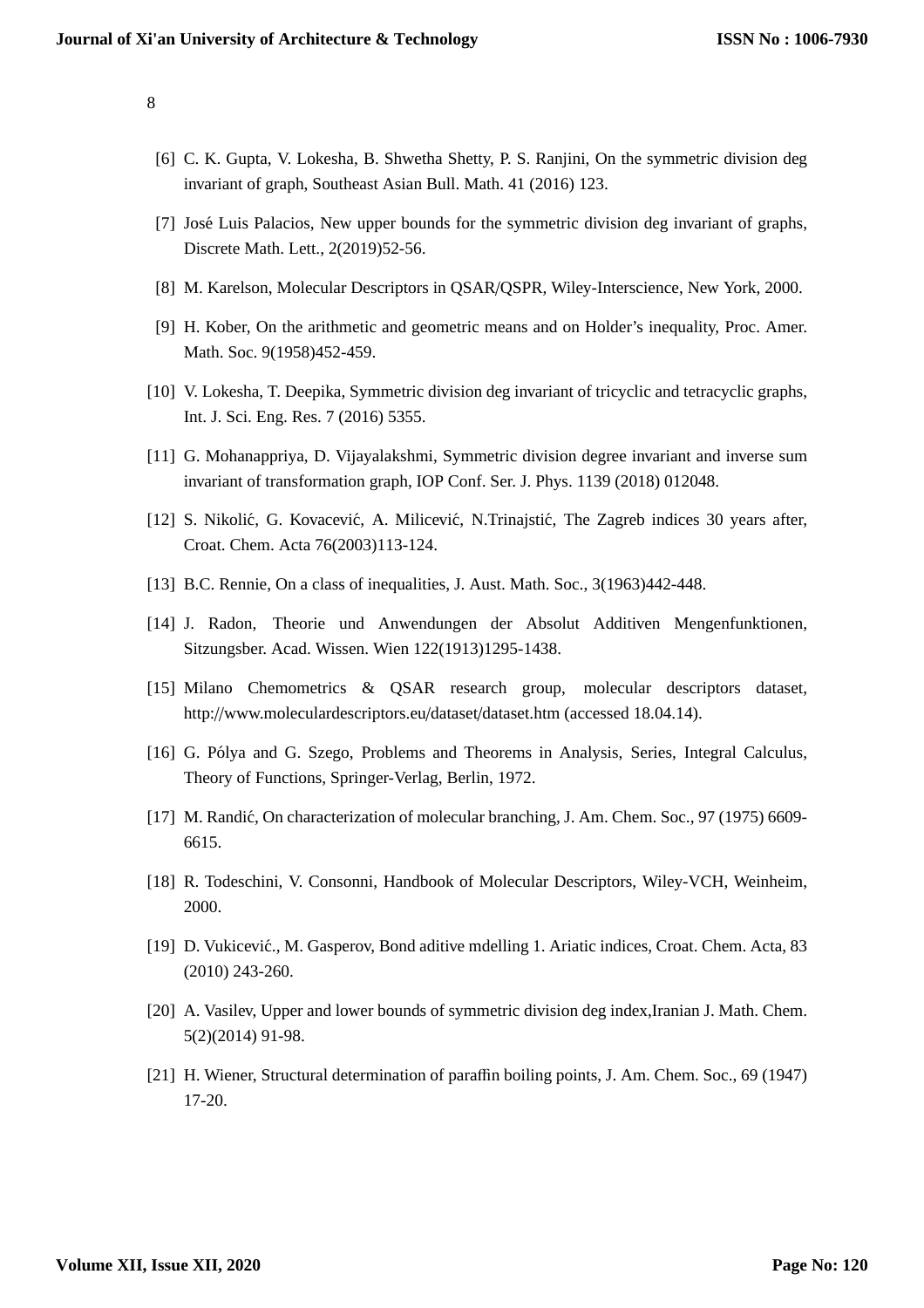[6] C. K. Gupta, V. Lokesha, B. Shwetha Shetty, P. S. Ranjini, On the symmetric division deg invariant of graph, Southeast Asian Bull. Math. 41 (2016) 123.

[7] José Luis Palacios, New upper bounds for the symmetric division deg invariant of graphs, Discrete Math. Lett., 2(2019)52-56.

[8] M. Karelson, Molecular Descriptors in QSAR/QSPR, Wiley-Interscience, New York, 2000.

[9] H. Kober, On the arithmetic and geometric means and on Holder's inequality, Proc. Amer. Math. Soc. 9(1958)452-459.

[10] V. Lokesha, T. Deepika, Symmetric division deg invariant of tricyclic and tetracyclic graphs, Int. J. Sci. Eng. Res. 7 (2016) 5355.

[11] G. Mohanappriya, D. Vijayalakshmi, Symmetric division degree invariant and inverse sum invariant of transformation graph, IOP Conf. Ser. J. Phys. 1139 (2018) 012048.

[12] S. Nikolić, G. Kovacević, A. Milicević, N.Trinajstić, The Zagreb indices 30 years after, Croat. Chem. Acta 76(2003)113-124.

[13] B.C. Rennie, On a class of inequalities, J. Aust. Math. Soc., 3(1963)442-448.

[14] J. Radon, Theorie und Anwendungen der Absolut Additiven Mengenfunktionen, Sitzungsber. Acad. Wissen. Wien 122(1913)1295-1438.

[15] Milano Chemometrics & QSAR research group, molecular descriptors dataset, http://www.moleculardescriptors.eu/dataset/dataset.htm (accessed 18.04.14).

[16] G. Pólya and G. Szego, Problems and Theorems in Analysis, Series, Integral Calculus, Theory of Functions, Springer-Verlag, Berlin, 1972.

[17] M. Randić, On characterization of molecular branching, J. Am. Chem. Soc., 97 (1975) 6609-6615.

[18] R. Todeschini, V. Consonni, Handbook of Molecular Descriptors, Wiley-VCH, Weinheim, 2000.

[19] D. Vukicević., M. Gasperov, Bond aditive mdelling 1. Ariatic indices, Croat. Chem. Acta, 83 (2010) 243-260.

[20] A. Vasilev, Upper and lower bounds of symmetric division deg index,Iranian J. Math. Chem. 5(2)(2014) 91-98.

[21] H. Wiener, Structural determination of paraffin boiling points, J. Am. Chem. Soc., 69 (1947) 17-20.